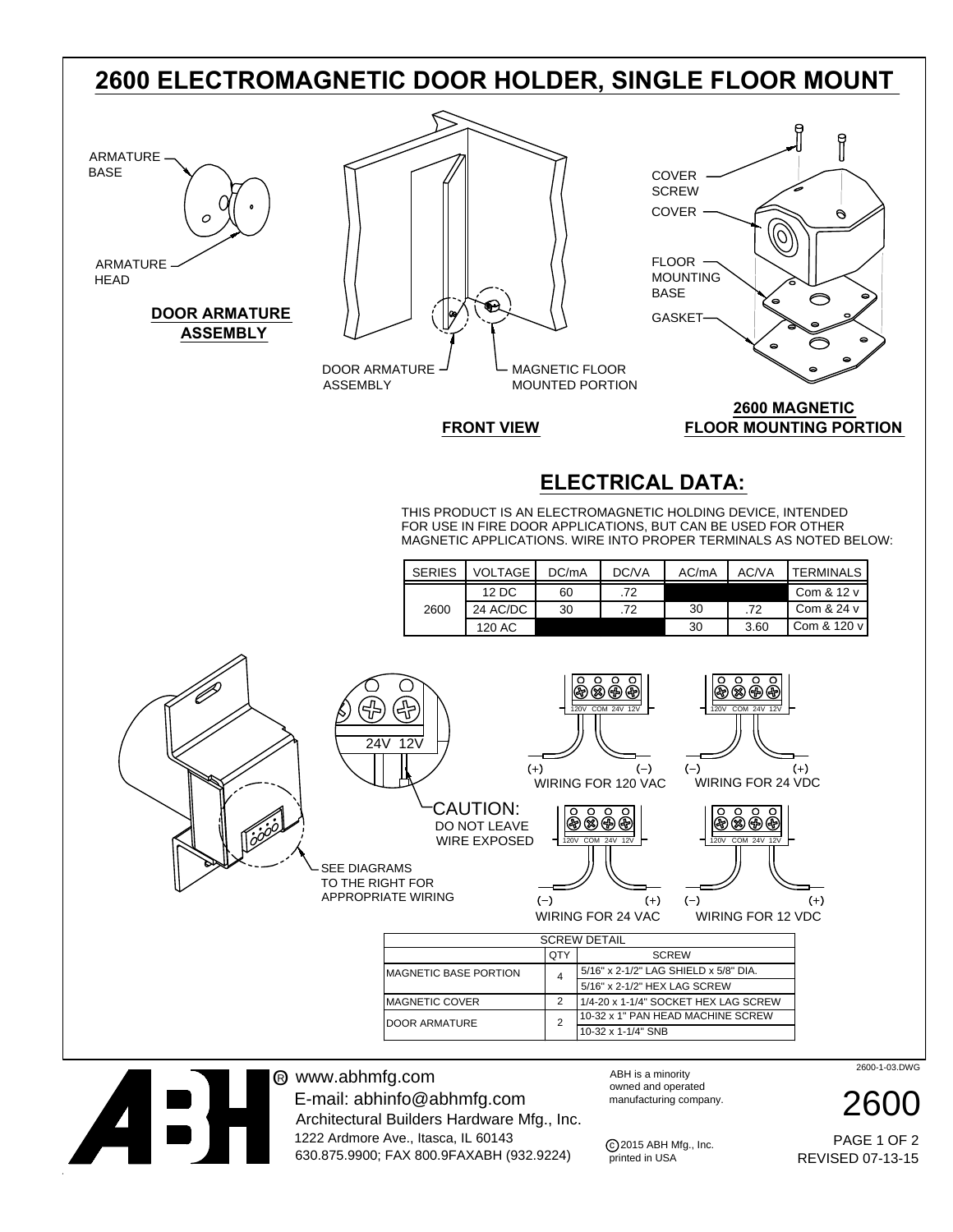# 2600 ELECTROMAGNETIC DOOR HOLDER, SINGLE FLOOR MOUNT

ARMATURE BASE

ARMATURE HEAD

**DOOR ARMATURE ASSEMBLY**

DOOR ARMATURE ASSEMBLY

MAGNETIC FLOOR MOUNTED PORTION

**FRONT VIEW**

COVER SCREW

COVER

FLOOR MOUNTING BASE

GASKET

**2600 MAGNETIC FLOOR MOUNTING PORTION**

## ELECTRICAL DATA:

THIS PRODUCT IS AN ELECTROMAGNETIC HOLDING DEVICE, INTENDED FOR USE IN FIRE DOOR APPLICATIONS, BUT CAN BE USED FOR OTHER MAGNETIC APPLICATIONS. WIRE INTO PROPER TERMINALS AS NOTED BELOW:

| SERIES | VOLTAGE | DC/mA | DC/VA | AC/mA | AC/VA | TERMINALS |
|---|---|---|---|---|---|---|
| 2600 | 12 DC | 60 | .72 | | | Com & 12 v |
| | 24 AC/DC | 30 | .72 | 30 | .72 | Com & 24 v |
| | 120 AC | | | 30 | 3.60 | Com & 120 v |

24V 12V

CAUTION: DO NOT LEAVE WIRE EXPOSED

SEE DIAGRAMS TO THE RIGHT FOR APPROPRIATE WIRING

120V COM 24V 12V

(+) (–) WIRING FOR 120 VAC

(–) (+) WIRING FOR 24 VDC

(–) (+) WIRING FOR 24 VAC

(–) (+) WIRING FOR 12 VDC

| SCREW DETAIL | | |
|---|---|---|
| | QTY | SCREW |
| MAGNETIC BASE PORTION | 4 | 5/16" x 2-1/2" LAG SHIELD x 5/8" DIA. |
| | | 5/16" x 2-1/2" HEX LAG SCREW |
| MAGNETIC COVER | 2 | 1/4-20 x 1-1/4" SOCKET HEX LAG SCREW |
| DOOR ARMATURE | 2 | 10-32 x 1" PAN HEAD MACHINE SCREW |
| | | 10-32 x 1-1/4" SNB |

2600-1-03.DWG

ABH® www.abhmfg.com
E-mail: abhinfo@abhmfg.com
Architectural Builders Hardware Mfg., Inc.
1222 Ardmore Ave., Itasca, IL 60143
630.875.9900; FAX 800.9FAXABH (932.9224)

ABH is a minority owned and operated manufacturing company.

© 2015 ABH Mfg., Inc. printed in USA

2600

REVISED 07-13-15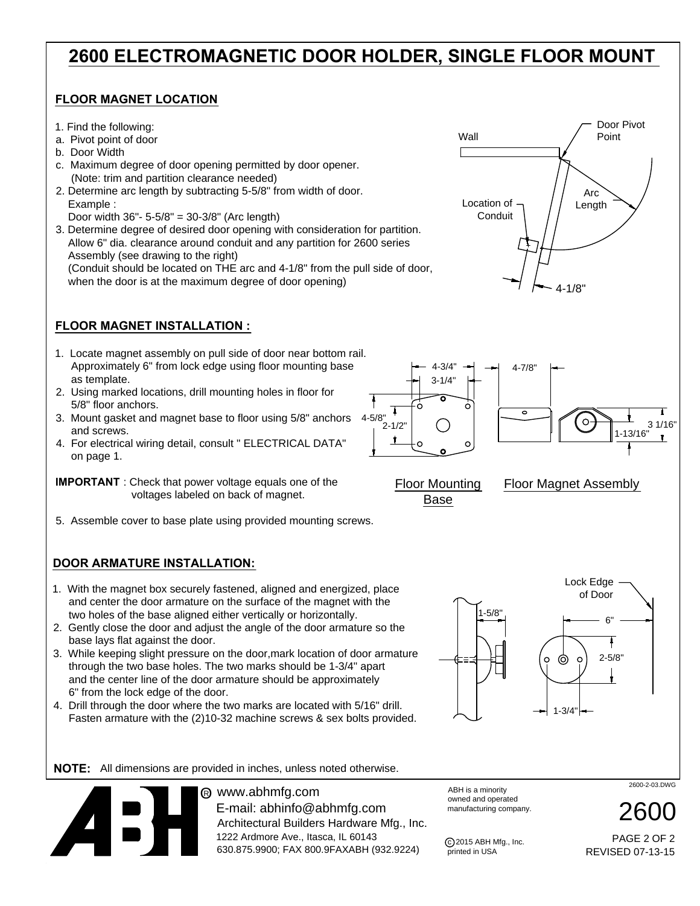# 2600 ELECTROMAGNETIC DOOR HOLDER, SINGLE FLOOR MOUNT

## FLOOR MAGNET LOCATION

1. Find the following:
   a. Pivot point of door
   b. Door Width
   c. Maximum degree of door opening permitted by door opener. (Note: trim and partition clearance needed)
2. Determine arc length by subtracting 5-5/8" from width of door.
   Example :
   Door width 36"- 5-5/8" = 30-3/8" (Arc length)
3. Determine degree of desired door opening with consideration for partition. Allow 6" dia. clearance around conduit and any partition for 2600 series Assembly (see drawing to the right)
   (Conduit should be located on THE arc and 4-1/8" from the pull side of door, when the door is at the maximum degree of door opening)

Wall
Door Pivot Point
Arc Length
Location of Conduit
4-1/8"

## FLOOR MAGNET INSTALLATION :

1. Locate magnet assembly on pull side of door near bottom rail. Approximately 6" from lock edge using floor mounting base as template.
2. Using marked locations, drill mounting holes in floor for 5/8" floor anchors.
3. Mount gasket and magnet base to floor using 5/8" anchors and screws.
4. For electrical wiring detail, consult " ELECTRICAL DATA" on page 1.

**IMPORTANT** : Check that power voltage equals one of the voltages labeled on back of magnet.

5. Assemble cover to base plate using provided mounting screws.

4-3/4"
3-1/4"
4-5/8"
2-1/2"
4-7/8"
3 1/16"
1-13/16"

Floor Mounting Base

Floor Magnet Assembly

## DOOR ARMATURE INSTALLATION:

1. With the magnet box securely fastened, aligned and energized, place and center the door armature on the surface of the magnet with the two holes of the base aligned either vertically or horizontally.
2. Gently close the door and adjust the angle of the door armature so the base lays flat against the door.
3. While keeping slight pressure on the door,mark location of door armature through the two base holes. The two marks should be 1-3/4" apart and the center line of the door armature should be approximately 6" from the lock edge of the door.
4. Drill through the door where the two marks are located with 5/16" drill. Fasten armature with the (2)10-32 machine screws & sex bolts provided.

Lock Edge of Door
1-5/8"
6"
2-5/8"
1-3/4"

**NOTE:** All dimensions are provided in inches, unless noted otherwise.

www.abhmfg.com
E-mail: abhinfo@abhmfg.com
Architectural Builders Hardware Mfg., Inc.
1222 Ardmore Ave., Itasca, IL 60143
630.875.9900; FAX 800.9FAXABH (932.9224)

ABH is a minority owned and operated manufacturing company.

© 2015 ABH Mfg., Inc. printed in USA

2600-2-03.DWG

2600

REVISED 07-13-15